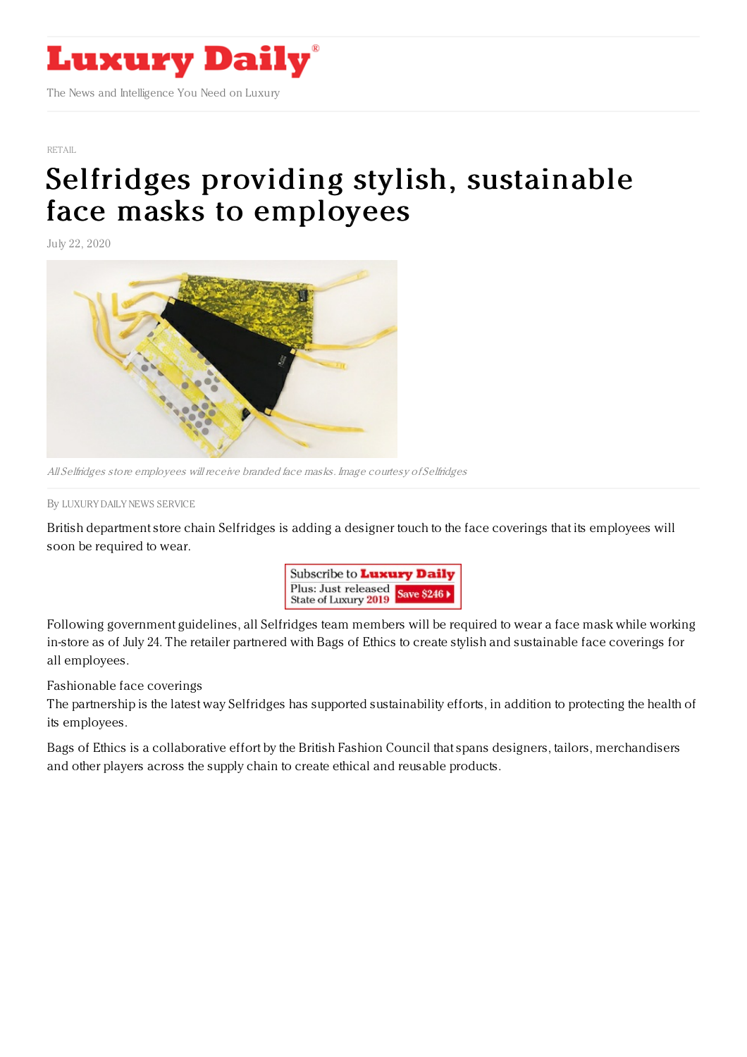RETAIL

# Selfridges providing stylish, sustainable face masks to employees

July 22, 2020

*All Selfridges store employees will receive branded face masks. Image courtesy of Selfridges*

By LUXURY DAILY NEWS SERVICE

British department store chain Selfridges is adding a designer touch to the face coverings that its employees will soon be required to wear.

Following government guidelines, all Selfridges team members will be required to wear a face mask while working in-store as of July 24. The retailer partnered with Bags of Ethics to create stylish and sustainable face coverings for all employees.

Fashionable face coverings

The partnership is the latest way Selfridges has supported sustainability efforts, in addition to protecting the health of its employees.

Bags of Ethics is a collaborative effort by the British Fashion Council that spans designers, tailors, merchandisers and other players across the supply chain to create ethical and reusable products.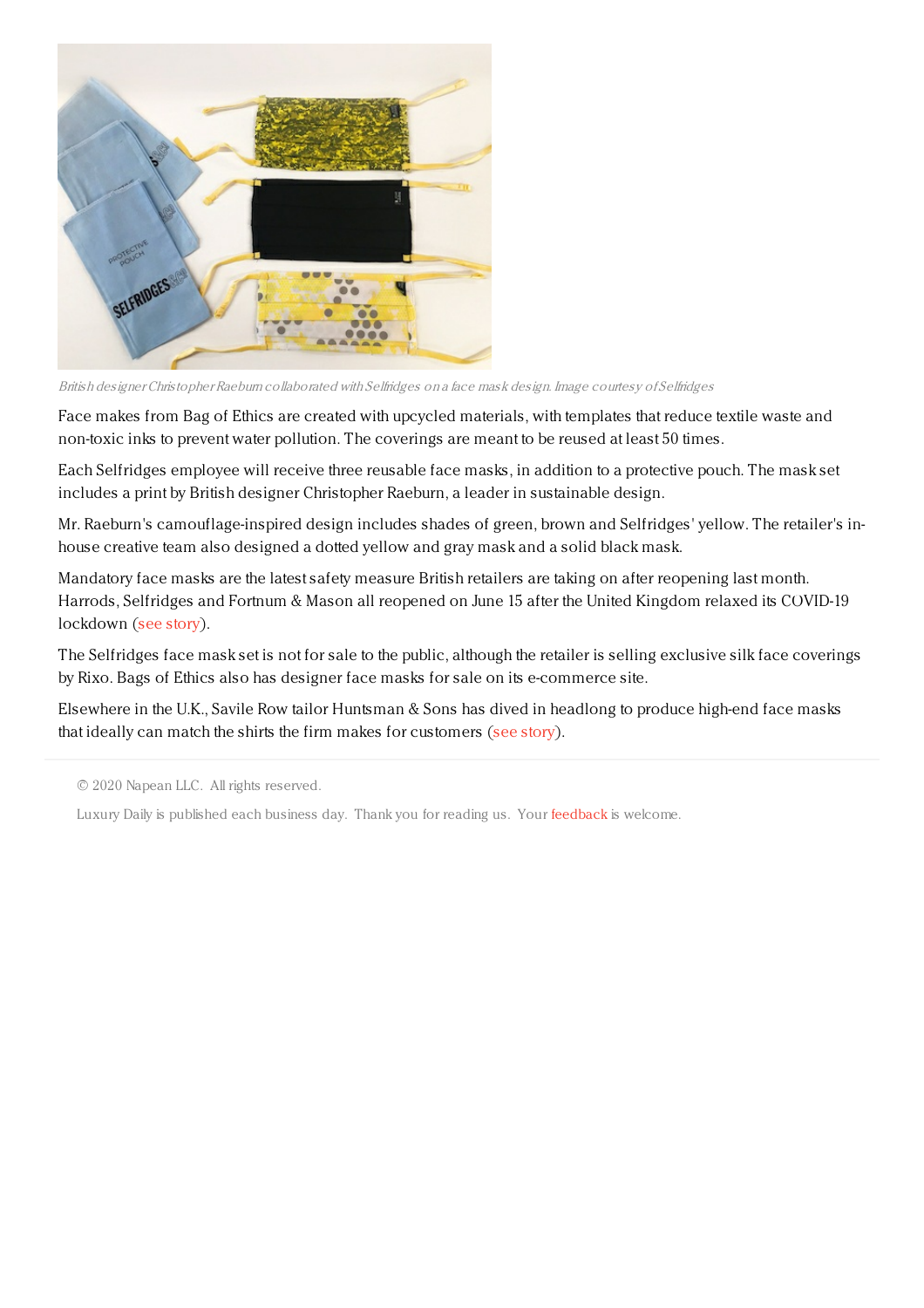*British designer Christopher Raeburn collaborated with Selfridges on a face mask design. Image courtesy of Selfridges*

Face makes from Bag of Ethics are created with upcycled materials, with templates that reduce textile waste and non-toxic inks to prevent water pollution. The coverings are meant to be reused at least 50 times.

Each Selfridges employee will receive three reusable face masks, in addition to a protective pouch. The mask set includes a print by British designer Christopher Raeburn, a leader in sustainable design.

Mr. Raeburn's camouflage-inspired design includes shades of green, brown and Selfridges' yellow. The retailer's in-house creative team also designed a dotted yellow and gray mask and a solid black mask.

Mandatory face masks are the latest safety measure British retailers are taking on after reopening last month. Harrods, Selfridges and Fortnum & Mason all reopened on June 15 after the United Kingdom relaxed its COVID-19 lockdown (see story).

The Selfridges face mask set is not for sale to the public, although the retailer is selling exclusive silk face coverings by Rixo. Bags of Ethics also has designer face masks for sale on its e-commerce site.

Elsewhere in the U.K., Savile Row tailor Huntsman & Sons has dived in headlong to produce high-end face masks that ideally can match the shirts the firm makes for customers (see story).

---

© 2020 Napean LLC. All rights reserved.

Luxury Daily is published each business day. Thank you for reading us. Your feedback is welcome.